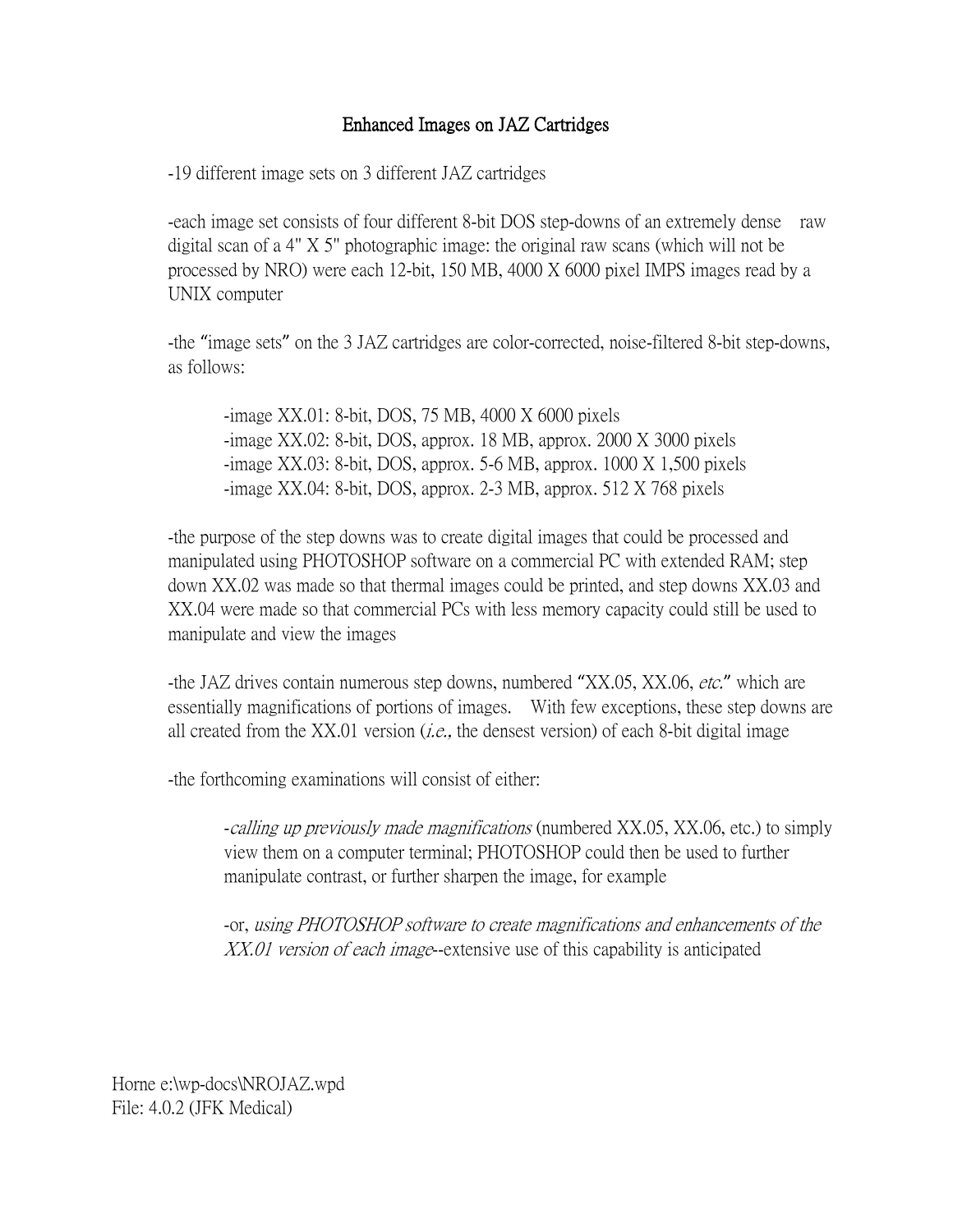# Enhanced Images on JAZ Cartridges

-19 different image sets on 3 different JAZ cartridges

-each image set consists of four different 8-bit DOS step-downs of an extremely dense raw digital scan of a 4" X 5" photographic image: the original raw scans (which will not be processed by NRO) were each 12-bit, 150 MB, 4000 X 6000 pixel IMPS images read by a UNIX computer

-the "image sets" on the 3 JAZ cartridges are color-corrected, noise-filtered 8-bit step-downs, as follows:

> -image XX.01: 8-bit, DOS, 75 MB, 4000 X 6000 pixels
> -image XX.02: 8-bit, DOS, approx. 18 MB, approx. 2000 X 3000 pixels
> -image XX.03: 8-bit, DOS, approx. 5-6 MB, approx. 1000 X 1,500 pixels
> -image XX.04: 8-bit, DOS, approx. 2-3 MB, approx. 512 X 768 pixels

-the purpose of the step downs was to create digital images that could be processed and manipulated using PHOTOSHOP software on a commercial PC with extended RAM; step down XX.02 was made so that thermal images could be printed, and step downs XX.03 and XX.04 were made so that commercial PCs with less memory capacity could still be used to manipulate and view the images

-the JAZ drives contain numerous step downs, numbered "XX.05, XX.06, *etc.*" which are essentially magnifications of portions of images. With few exceptions, these step downs are all created from the XX.01 version (*i.e.,* the densest version) of each 8-bit digital image

-the forthcoming examinations will consist of either:

> -*calling up previously made magnifications* (numbered XX.05, XX.06, etc.) to simply view them on a computer terminal; PHOTOSHOP could then be used to further manipulate contrast, or further sharpen the image, for example
>
> -or, *using PHOTOSHOP software to create magnifications and enhancements of the XX.01 version of each image*--extensive use of this capability is anticipated

Horne e:\wp-docs\NROJAZ.wpd
File: 4.0.2 (JFK Medical)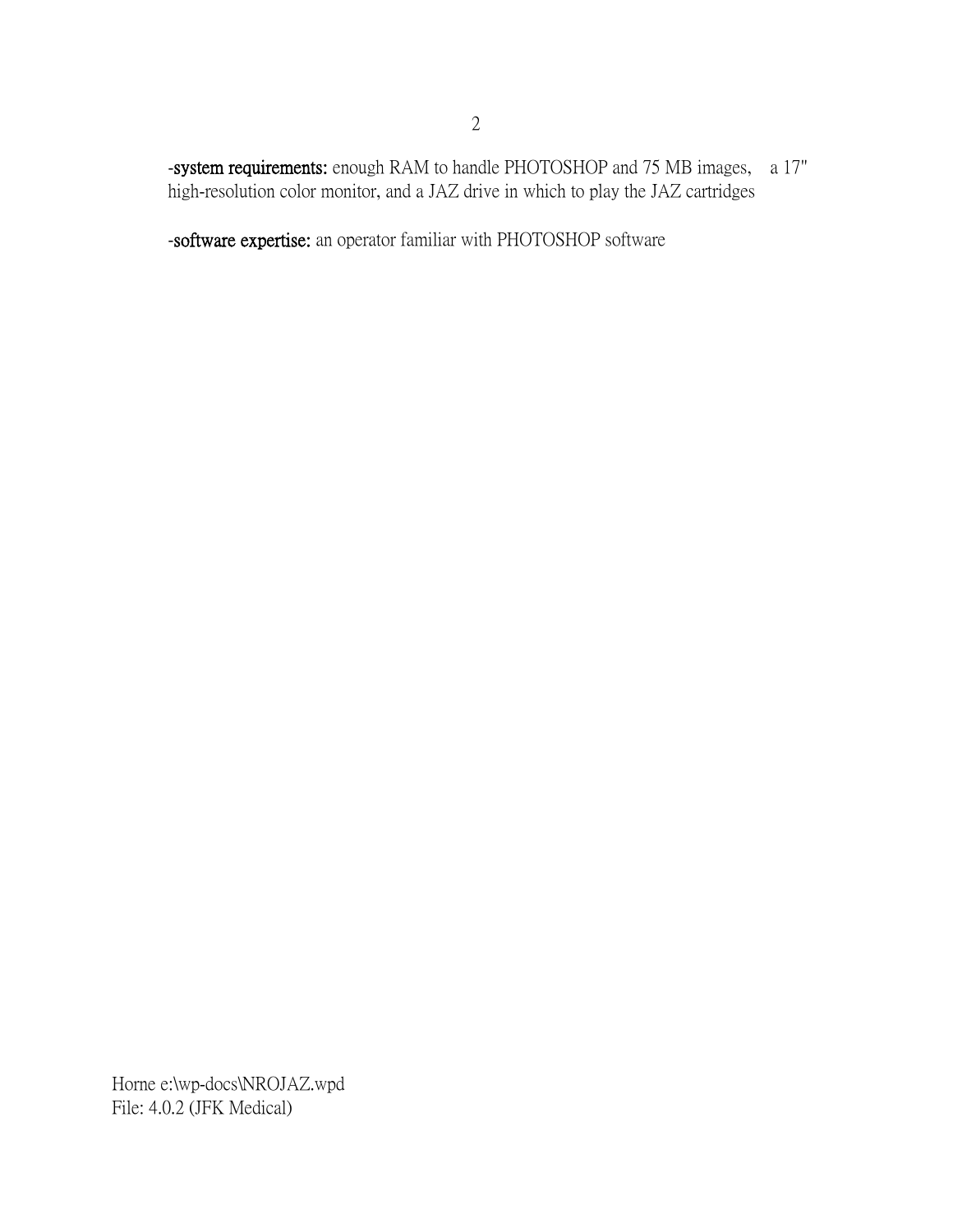-**system requirements:** enough RAM to handle PHOTOSHOP and 75 MB images, a 17" high-resolution color monitor, and a JAZ drive in which to play the JAZ cartridges

-**software expertise:** an operator familiar with PHOTOSHOP software

Horne e:\wp-docs\NROJAZ.wpd
File: 4.0.2 (JFK Medical)